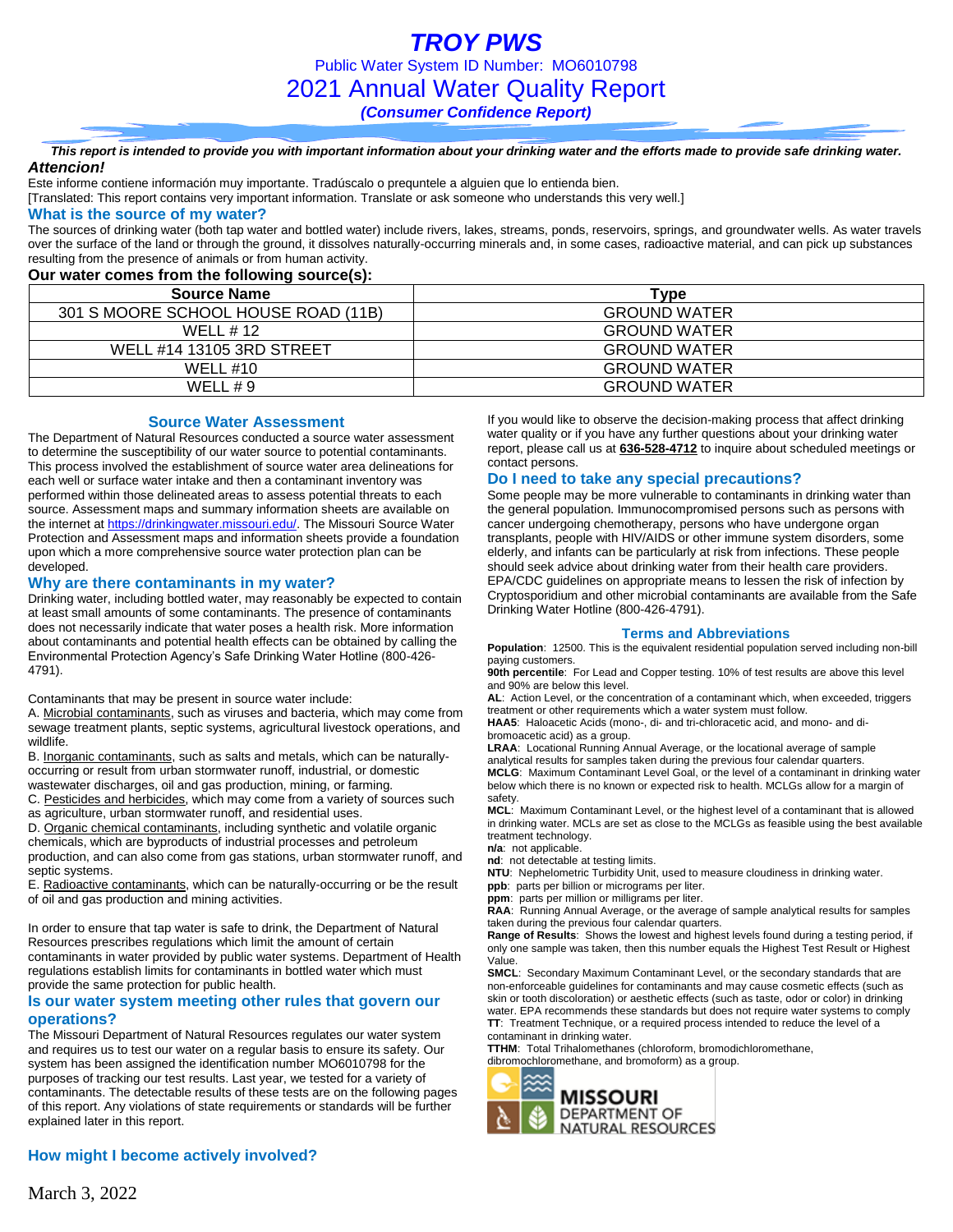# *TROY PWS*

Public Water System ID Number: MO6010798

## 2021 Annual Water Quality Report

***(Consumer Confidence Report)***

***This report is intended to provide you with important information about your drinking water and the efforts made to provide safe drinking water.***

***Attencion!***

Este informe contiene información muy importante. Tradúscalo o prequntele a alguien que lo entienda bien.

[Translated: This report contains very important information. Translate or ask someone who understands this very well.]

### What is the source of my water?

The sources of drinking water (both tap water and bottled water) include rivers, lakes, streams, ponds, reservoirs, springs, and groundwater wells. As water travels over the surface of the land or through the ground, it dissolves naturally-occurring minerals and, in some cases, radioactive material, and can pick up substances resulting from the presence of animals or from human activity.

**Our water comes from the following source(s):**

| Source Name | Type |
|---|---|
| 301 S MOORE SCHOOL HOUSE ROAD (11B) | GROUND WATER |
| WELL # 12 | GROUND WATER |
| WELL #14 13105 3RD STREET | GROUND WATER |
| WELL #10 | GROUND WATER |
| WELL # 9 | GROUND WATER |

### Source Water Assessment

The Department of Natural Resources conducted a source water assessment to determine the susceptibility of our water source to potential contaminants. This process involved the establishment of source water area delineations for each well or surface water intake and then a contaminant inventory was performed within those delineated areas to assess potential threats to each source. Assessment maps and summary information sheets are available on the internet at https://drinkingwater.missouri.edu/. The Missouri Source Water Protection and Assessment maps and information sheets provide a foundation upon which a more comprehensive source water protection plan can be developed.

### Why are there contaminants in my water?

Drinking water, including bottled water, may reasonably be expected to contain at least small amounts of some contaminants. The presence of contaminants does not necessarily indicate that water poses a health risk. More information about contaminants and potential health effects can be obtained by calling the Environmental Protection Agency's Safe Drinking Water Hotline (800-426-4791).

Contaminants that may be present in source water include:

A. Microbial contaminants, such as viruses and bacteria, which may come from sewage treatment plants, septic systems, agricultural livestock operations, and wildlife.

B. Inorganic contaminants, such as salts and metals, which can be naturally-occurring or result from urban stormwater runoff, industrial, or domestic wastewater discharges, oil and gas production, mining, or farming.

C. Pesticides and herbicides, which may come from a variety of sources such as agriculture, urban stormwater runoff, and residential uses.

D. Organic chemical contaminants, including synthetic and volatile organic chemicals, which are byproducts of industrial processes and petroleum production, and can also come from gas stations, urban stormwater runoff, and septic systems.

E. Radioactive contaminants, which can be naturally-occurring or be the result of oil and gas production and mining activities.

In order to ensure that tap water is safe to drink, the Department of Natural Resources prescribes regulations which limit the amount of certain contaminants in water provided by public water systems. Department of Health regulations establish limits for contaminants in bottled water which must provide the same protection for public health.

### Is our water system meeting other rules that govern our operations?

The Missouri Department of Natural Resources regulates our water system and requires us to test our water on a regular basis to ensure its safety. Our system has been assigned the identification number MO6010798 for the purposes of tracking our test results. Last year, we tested for a variety of contaminants. The detectable results of these tests are on the following pages of this report. Any violations of state requirements or standards will be further explained later in this report.

### How might I become actively involved?

If you would like to observe the decision-making process that affect drinking water quality or if you have any further questions about your drinking water report, please call us at **636-528-4712** to inquire about scheduled meetings or contact persons.

### Do I need to take any special precautions?

Some people may be more vulnerable to contaminants in drinking water than the general population. Immunocompromised persons such as persons with cancer undergoing chemotherapy, persons who have undergone organ transplants, people with HIV/AIDS or other immune system disorders, some elderly, and infants can be particularly at risk from infections. These people should seek advice about drinking water from their health care providers. EPA/CDC guidelines on appropriate means to lessen the risk of infection by Cryptosporidium and other microbial contaminants are available from the Safe Drinking Water Hotline (800-426-4791).

### Terms and Abbreviations

**Population**: 12500. This is the equivalent residential population served including non-bill paying customers.

**90th percentile**: For Lead and Copper testing. 10% of test results are above this level and 90% are below this level.

**AL**: Action Level, or the concentration of a contaminant which, when exceeded, triggers treatment or other requirements which a water system must follow.

**HAA5**: Haloacetic Acids (mono-, di- and tri-chloracetic acid, and mono- and di-bromoacetic acid) as a group.

**LRAA**: Locational Running Annual Average, or the locational average of sample analytical results for samples taken during the previous four calendar quarters.

**MCLG**: Maximum Contaminant Level Goal, or the level of a contaminant in drinking water below which there is no known or expected risk to health. MCLGs allow for a margin of safety.

**MCL**: Maximum Contaminant Level, or the highest level of a contaminant that is allowed in drinking water. MCLs are set as close to the MCLGs as feasible using the best available treatment technology.

**n/a**: not applicable.

**nd**: not detectable at testing limits.

**NTU**: Nephelometric Turbidity Unit, used to measure cloudiness in drinking water.

**ppb**: parts per billion or micrograms per liter.

**ppm**: parts per million or milligrams per liter.

**RAA**: Running Annual Average, or the average of sample analytical results for samples taken during the previous four calendar quarters.

**Range of Results**: Shows the lowest and highest levels found during a testing period, if only one sample was taken, then this number equals the Highest Test Result or Highest Value.

**SMCL**: Secondary Maximum Contaminant Level, or the secondary standards that are non-enforceable guidelines for contaminants and may cause cosmetic effects (such as skin or tooth discoloration) or aesthetic effects (such as taste, odor or color) in drinking water. EPA recommends these standards but does not require water systems to comply

**TT**: Treatment Technique, or a required process intended to reduce the level of a contaminant in drinking water.

**TTHM**: Total Trihalomethanes (chloroform, bromodichloromethane, dibromochloromethane, and bromoform) as a group.

MISSOURI DEPARTMENT OF NATURAL RESOURCES

March 3, 2022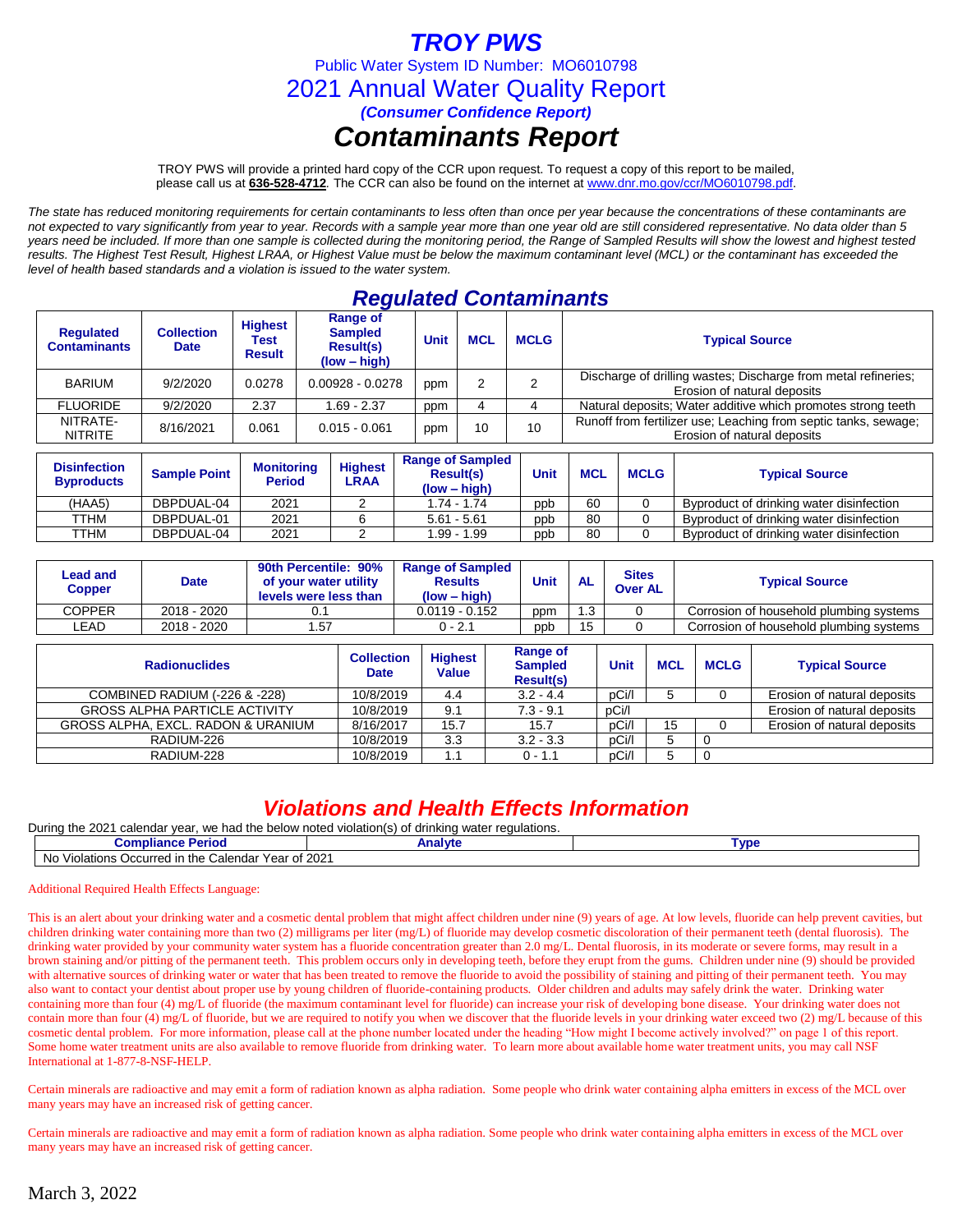# TROY PWS

Public Water System ID Number: MO6010798

## 2021 Annual Water Quality Report

***(Consumer Confidence Report)***

# *Contaminants Report*

TROY PWS will provide a printed hard copy of the CCR upon request. To request a copy of this report to be mailed, please call us at **636-528-4712**. The CCR can also be found on the internet at www.dnr.mo.gov/ccr/MO6010798.pdf.

*The state has reduced monitoring requirements for certain contaminants to less often than once per year because the concentrations of these contaminants are not expected to vary significantly from year to year. Records with a sample year more than one year old are still considered representative. No data older than 5 years need be included. If more than one sample is collected during the monitoring period, the Range of Sampled Results will show the lowest and highest tested results. The Highest Test Result, Highest LRAA, or Highest Value must be below the maximum contaminant level (MCL) or the contaminant has exceeded the level of health based standards and a violation is issued to the water system.*

## *Regulated Contaminants*

| Regulated Contaminants | Collection Date | Highest Test Result | Range of Sampled Result(s) (low – high) | Unit | MCL | MCLG | Typical Source |
|---|---|---|---|---|---|---|---|
| BARIUM | 9/2/2020 | 0.0278 | 0.00928 - 0.0278 | ppm | 2 | 2 | Discharge of drilling wastes; Discharge from metal refineries; Erosion of natural deposits |
| FLUORIDE | 9/2/2020 | 2.37 | 1.69 - 2.37 | ppm | 4 | 4 | Natural deposits; Water additive which promotes strong teeth |
| NITRATE-NITRITE | 8/16/2021 | 0.061 | 0.015 - 0.061 | ppm | 10 | 10 | Runoff from fertilizer use; Leaching from septic tanks, sewage; Erosion of natural deposits |

| Disinfection Byproducts | Sample Point | Monitoring Period | Highest LRAA | Range of Sampled Result(s) (low – high) | Unit | MCL | MCLG | Typical Source |
|---|---|---|---|---|---|---|---|---|
| (HAA5) | DBPDUAL-04 | 2021 | 2 | 1.74 - 1.74 | ppb | 60 | 0 | Byproduct of drinking water disinfection |
| TTHM | DBPDUAL-01 | 2021 | 6 | 5.61 - 5.61 | ppb | 80 | 0 | Byproduct of drinking water disinfection |
| TTHM | DBPDUAL-04 | 2021 | 2 | 1.99 - 1.99 | ppb | 80 | 0 | Byproduct of drinking water disinfection |

| Lead and Copper | Date | 90th Percentile: 90% of your water utility levels were less than | Range of Sampled Results (low – high) | Unit | AL | Sites Over AL | Typical Source |
|---|---|---|---|---|---|---|---|
| COPPER | 2018 - 2020 | 0.1 | 0.0119 - 0.152 | ppm | 1.3 | 0 | Corrosion of household plumbing systems |
| LEAD | 2018 - 2020 | 1.57 | 0 - 2.1 | ppb | 15 | 0 | Corrosion of household plumbing systems |

| Radionuclides | Collection Date | Highest Value | Range of Sampled Result(s) | Unit | MCL | MCLG | Typical Source |
|---|---|---|---|---|---|---|---|
| COMBINED RADIUM (-226 & -228) | 10/8/2019 | 4.4 | 3.2 - 4.4 | pCi/l | 5 | 0 | Erosion of natural deposits |
| GROSS ALPHA PARTICLE ACTIVITY | 10/8/2019 | 9.1 | 7.3 - 9.1 | pCi/l | | | Erosion of natural deposits |
| GROSS ALPHA, EXCL. RADON & URANIUM | 8/16/2017 | 15.7 | 15.7 | pCi/l | 15 | 0 | Erosion of natural deposits |
| RADIUM-226 | 10/8/2019 | 3.3 | 3.2 - 3.3 | pCi/l | 5 | 0 | |
| RADIUM-228 | 10/8/2019 | 1.1 | 0 - 1.1 | pCi/l | 5 | 0 | |

## *Violations and Health Effects Information*

During the 2021 calendar year, we had the below noted violation(s) of drinking water regulations.

| Compliance Period | Analyte | Type |
|---|---|---|
| No Violations Occurred in the Calendar Year of 2021 | | |

Additional Required Health Effects Language:

This is an alert about your drinking water and a cosmetic dental problem that might affect children under nine (9) years of age. At low levels, fluoride can help prevent cavities, but children drinking water containing more than two (2) milligrams per liter (mg/L) of fluoride may develop cosmetic discoloration of their permanent teeth (dental fluorosis). The drinking water provided by your community water system has a fluoride concentration greater than 2.0 mg/L. Dental fluorosis, in its moderate or severe forms, may result in a brown staining and/or pitting of the permanent teeth. This problem occurs only in developing teeth, before they erupt from the gums. Children under nine (9) should be provided with alternative sources of drinking water or water that has been treated to remove the fluoride to avoid the possibility of staining and pitting of their permanent teeth. You may also want to contact your dentist about proper use by young children of fluoride-containing products. Older children and adults may safely drink the water. Drinking water containing more than four (4) mg/L of fluoride (the maximum contaminant level for fluoride) can increase your risk of developing bone disease. Your drinking water does not contain more than four (4) mg/L of fluoride, but we are required to notify you when we discover that the fluoride levels in your drinking water exceed two (2) mg/L because of this cosmetic dental problem. For more information, please call at the phone number located under the heading "How might I become actively involved?" on page 1 of this report. Some home water treatment units are also available to remove fluoride from drinking water. To learn more about available home water treatment units, you may call NSF International at 1-877-8-NSF-HELP.

Certain minerals are radioactive and may emit a form of radiation known as alpha radiation. Some people who drink water containing alpha emitters in excess of the MCL over many years may have an increased risk of getting cancer.

Certain minerals are radioactive and may emit a form of radiation known as alpha radiation. Some people who drink water containing alpha emitters in excess of the MCL over many years may have an increased risk of getting cancer.

March 3, 2022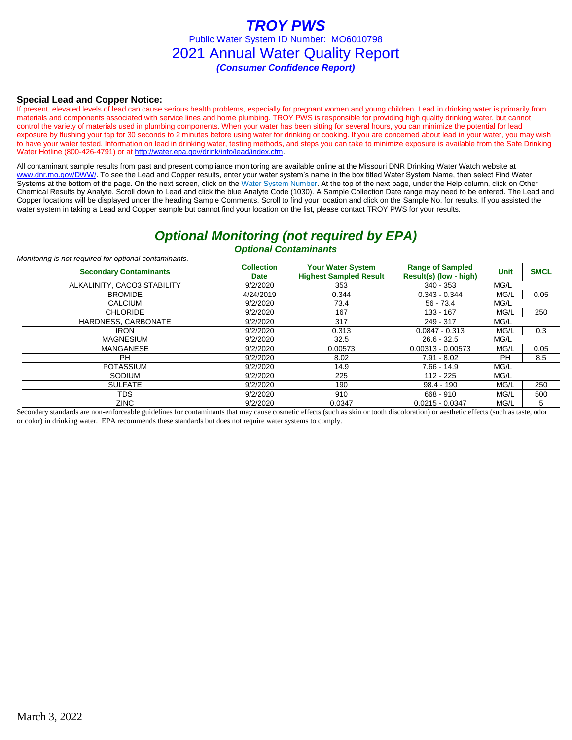# TROY PWS

Public Water System ID Number: MO6010798

## 2021 Annual Water Quality Report

***(Consumer Confidence Report)***

### Special Lead and Copper Notice:

If present, elevated levels of lead can cause serious health problems, especially for pregnant women and young children. Lead in drinking water is primarily from materials and components associated with service lines and home plumbing. TROY PWS is responsible for providing high quality drinking water, but cannot control the variety of materials used in plumbing components. When your water has been sitting for several hours, you can minimize the potential for lead exposure by flushing your tap for 30 seconds to 2 minutes before using water for drinking or cooking. If you are concerned about lead in your water, you may wish to have your water tested. Information on lead in drinking water, testing methods, and steps you can take to minimize exposure is available from the Safe Drinking Water Hotline (800-426-4791) or at http://water.epa.gov/drink/info/lead/index.cfm.

All contaminant sample results from past and present compliance monitoring are available online at the Missouri DNR Drinking Water Watch website at www.dnr.mo.gov/DWW/. To see the Lead and Copper results, enter your water system's name in the box titled Water System Name, then select Find Water Systems at the bottom of the page. On the next screen, click on the Water System Number. At the top of the next page, under the Help column, click on Other Chemical Results by Analyte. Scroll down to Lead and click the blue Analyte Code (1030). A Sample Collection Date range may need to be entered. The Lead and Copper locations will be displayed under the heading Sample Comments. Scroll to find your location and click on the Sample No. for results. If you assisted the water system in taking a Lead and Copper sample but cannot find your location on the list, please contact TROY PWS for your results.

## *Optional Monitoring (not required by EPA)*

### *Optional Contaminants*

*Monitoring is not required for optional contaminants.*

| Secondary Contaminants | Collection Date | Your Water System Highest Sampled Result | Range of Sampled Result(s) (low - high) | Unit | SMCL |
|---|---|---|---|---|---|
| ALKALINITY, CACO3 STABILITY | 9/2/2020 | 353 | 340 - 353 | MG/L | |
| BROMIDE | 4/24/2019 | 0.344 | 0.343 - 0.344 | MG/L | 0.05 |
| CALCIUM | 9/2/2020 | 73.4 | 56 - 73.4 | MG/L | |
| CHLORIDE | 9/2/2020 | 167 | 133 - 167 | MG/L | 250 |
| HARDNESS, CARBONATE | 9/2/2020 | 317 | 249 - 317 | MG/L | |
| IRON | 9/2/2020 | 0.313 | 0.0847 - 0.313 | MG/L | 0.3 |
| MAGNESIUM | 9/2/2020 | 32.5 | 26.6 - 32.5 | MG/L | |
| MANGANESE | 9/2/2020 | 0.00573 | 0.00313 - 0.00573 | MG/L | 0.05 |
| PH | 9/2/2020 | 8.02 | 7.91 - 8.02 | PH | 8.5 |
| POTASSIUM | 9/2/2020 | 14.9 | 7.66 - 14.9 | MG/L | |
| SODIUM | 9/2/2020 | 225 | 112 - 225 | MG/L | |
| SULFATE | 9/2/2020 | 190 | 98.4 - 190 | MG/L | 250 |
| TDS | 9/2/2020 | 910 | 668 - 910 | MG/L | 500 |
| ZINC | 9/2/2020 | 0.0347 | 0.0215 - 0.0347 | MG/L | 5 |

Secondary standards are non-enforceable guidelines for contaminants that may cause cosmetic effects (such as skin or tooth discoloration) or aesthetic effects (such as taste, odor or color) in drinking water. EPA recommends these standards but does not require water systems to comply.

March 3, 2022